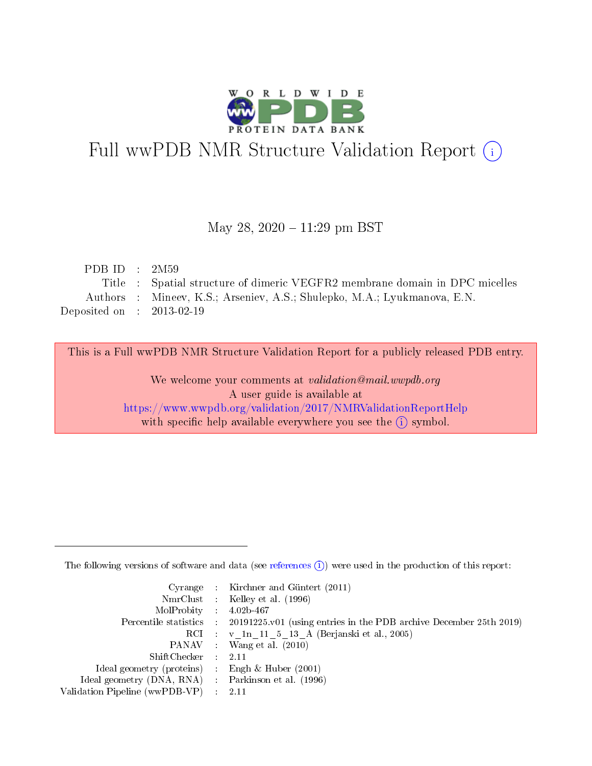# Full wwPDB NMR Structure Validation Report ⓘ

May 28, 2020 – 11:29 pm BST

| | | |
|---|---|---|
| PDB ID | : | 2M59 |
| Title | : | Spatial structure of dimeric VEGFR2 membrane domain in DPC micelles |
| Authors | : | Mineev, K.S.; Arseniev, A.S.; Shulepko, M.A.; Lyukmanova, E.N. |
| Deposited on | : | 2013-02-19 |

This is a Full wwPDB NMR Structure Validation Report for a publicly released PDB entry.

We welcome your comments at *validation@mail.wwpdb.org*
A user guide is available at
https://www.wwpdb.org/validation/2017/NMRValidationReportHelp
with specific help available everywhere you see the ⓘ symbol.

---

The following versions of software and data (see references ⓘ) were used in the production of this report:

| | | |
|---|---|---|
| Cyrange | : | Kirchner and Güntert (2011) |
| NmrClust | : | Kelley et al. (1996) |
| MolProbity | : | 4.02b-467 |
| Percentile statistics | : | 20191225.v01 (using entries in the PDB archive December 25th 2019) |
| RCI | : | v_1n_11_5_13_A (Berjanski et al., 2005) |
| PANAV | : | Wang et al. (2010) |
| ShiftChecker | : | 2.11 |
| Ideal geometry (proteins) | : | Engh & Huber (2001) |
| Ideal geometry (DNA, RNA) | : | Parkinson et al. (1996) |
| Validation Pipeline (wwPDB-VP) | : | 2.11 |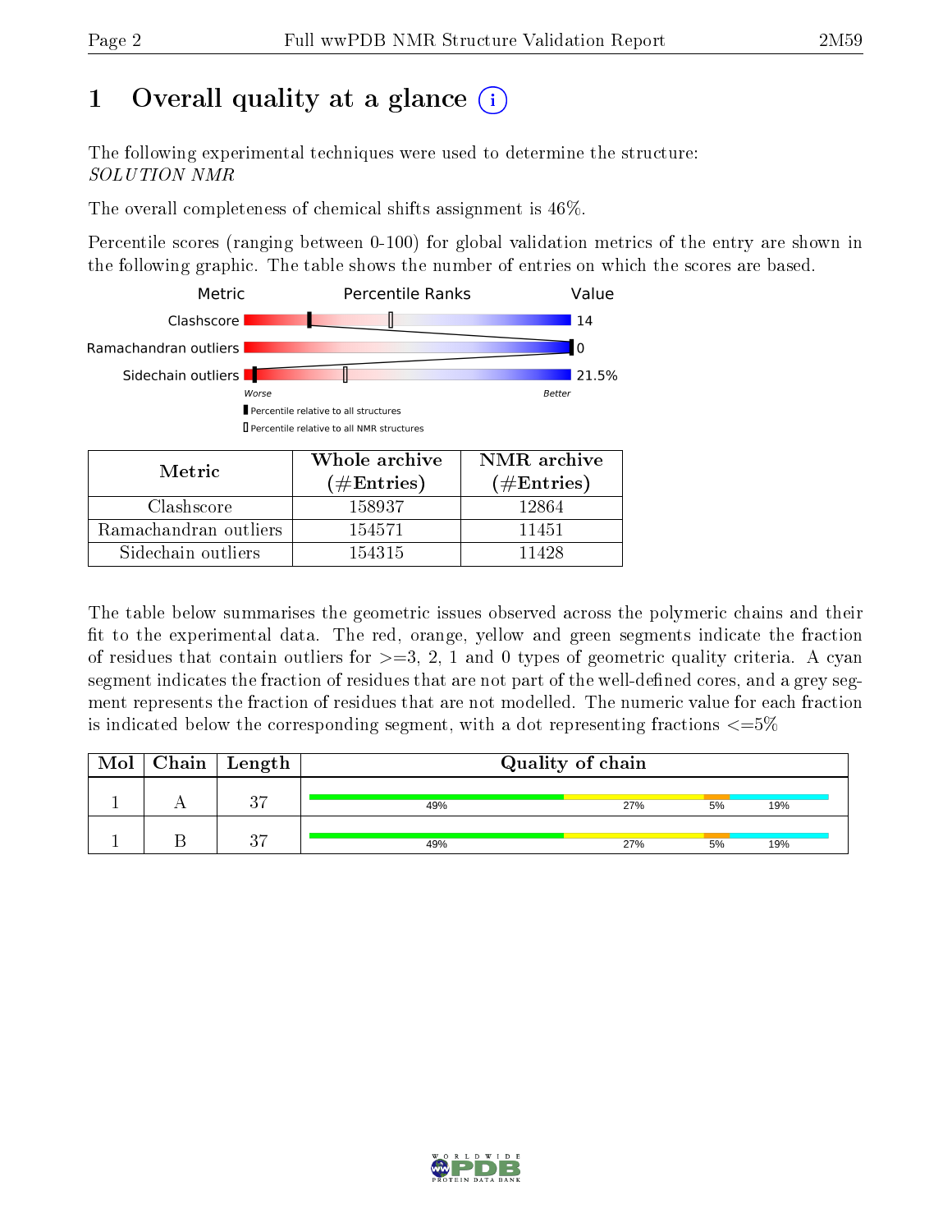# 1 Overall quality at a glance

The following experimental techniques were used to determine the structure:
*SOLUTION NMR*

The overall completeness of chemical shifts assignment is 46%.

Percentile scores (ranging between 0-100) for global validation metrics of the entry are shown in the following graphic. The table shows the number of entries on which the scores are based.

| Metric | Value |
|---|---|
| Clashscore | 14 |
| Ramachandran outliers | 0 |
| Sidechain outliers | 21.5% |

| Metric | Whole archive (#Entries) | NMR archive (#Entries) |
|---|---|---|
| Clashscore | 158937 | 12864 |
| Ramachandran outliers | 154571 | 11451 |
| Sidechain outliers | 154315 | 11428 |

The table below summarises the geometric issues observed across the polymeric chains and their fit to the experimental data. The red, orange, yellow and green segments indicate the fraction of residues that contain outliers for >=3, 2, 1 and 0 types of geometric quality criteria. A cyan segment indicates the fraction of residues that are not part of the well-defined cores, and a grey segment represents the fraction of residues that are not modelled. The numeric value for each fraction is indicated below the corresponding segment, with a dot representing fractions <=5%

| Mol | Chain | Length | Quality of chain |
|---|---|---|---|
| 1 | A | 37 | 49% · 27% · 5% · 19% |
| 1 | B | 37 | 49% · 27% · 5% · 19% |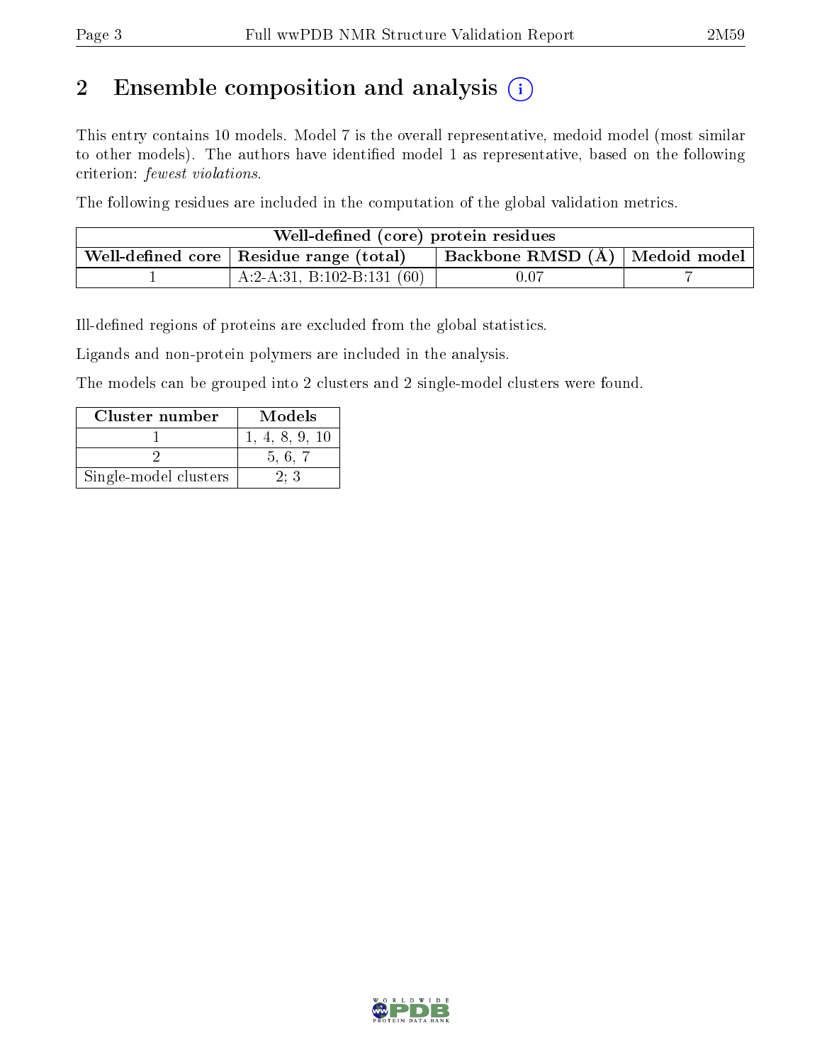## 2 Ensemble composition and analysis (i)

This entry contains 10 models. Model 7 is the overall representative, medoid model (most similar to other models). The authors have identified model 1 as representative, based on the following criterion: *fewest violations*.

The following residues are included in the computation of the global validation metrics.

| Well-defined (core) protein residues | | | |
|---|---|---|---|
| **Well-defined core** | **Residue range (total)** | **Backbone RMSD (Å)** | **Medoid model** |
| 1 | A:2-A:31, B:102-B:131 (60) | 0.07 | 7 |

Ill-defined regions of proteins are excluded from the global statistics.

Ligands and non-protein polymers are included in the analysis.

The models can be grouped into 2 clusters and 2 single-model clusters were found.

| Cluster number | Models |
|---|---|
| 1 | 1, 4, 8, 9, 10 |
| 2 | 5, 6, 7 |
| Single-model clusters | 2; 3 |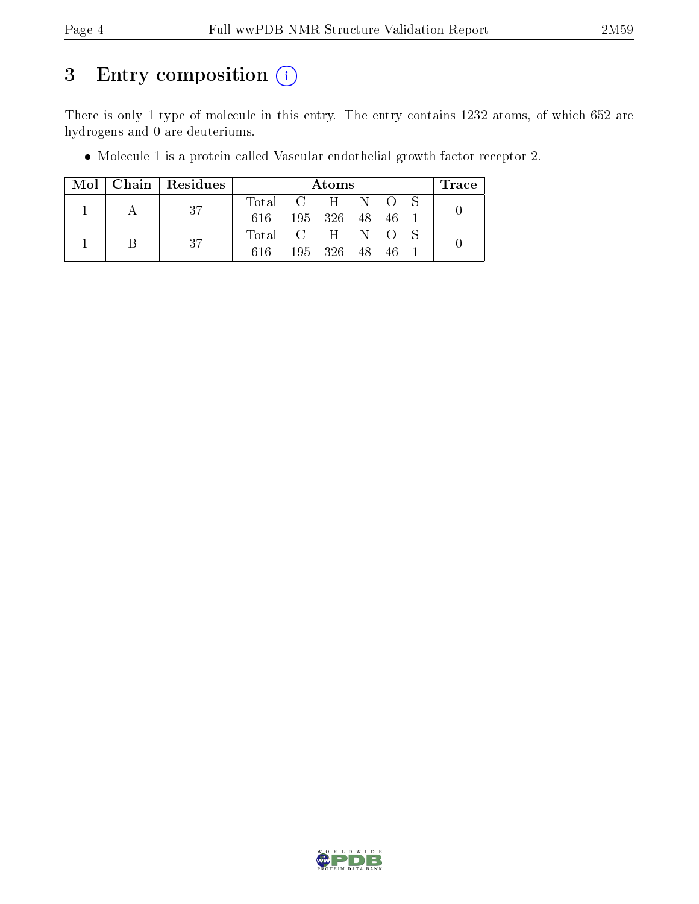# 3 Entry composition (i)

There is only 1 type of molecule in this entry. The entry contains 1232 atoms, of which 652 are hydrogens and 0 are deuteriums.

- Molecule 1 is a protein called Vascular endothelial growth factor receptor 2.

| Mol | Chain | Residues | Atoms | | | | | | Trace |
|---|---|---|---|---|---|---|---|---|---|
| 1 | A | 37 | Total | C | H | N | O | S | 0 |
| | | | 616 | 195 | 326 | 48 | 46 | 1 | |
| 1 | B | 37 | Total | C | H | N | O | S | 0 |
| | | | 616 | 195 | 326 | 48 | 46 | 1 | |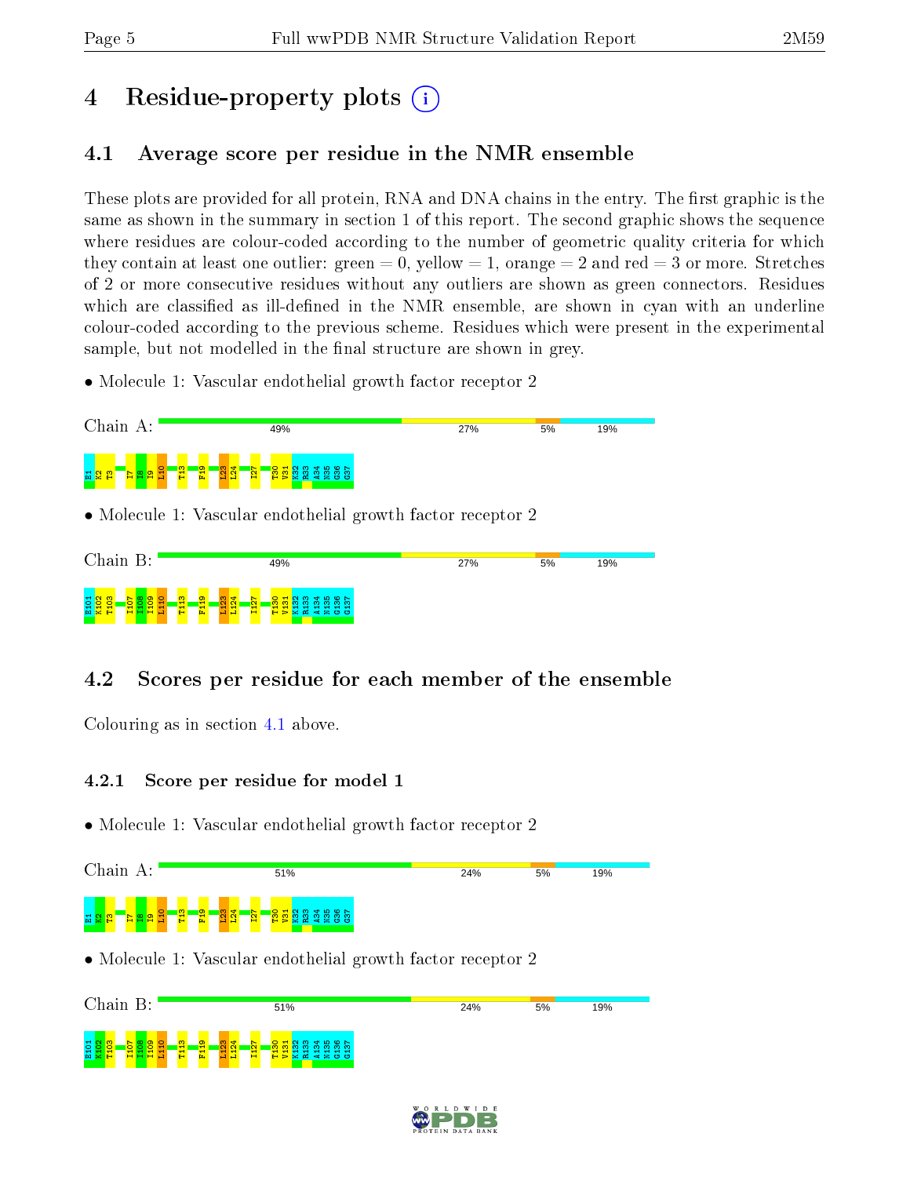# 4 Residue-property plots

## 4.1 Average score per residue in the NMR ensemble

These plots are provided for all protein, RNA and DNA chains in the entry. The first graphic is the same as shown in the summary in section 1 of this report. The second graphic shows the sequence where residues are colour-coded according to the number of geometric quality criteria for which they contain at least one outlier: green = 0, yellow = 1, orange = 2 and red = 3 or more. Stretches of 2 or more consecutive residues without any outliers are shown as green connectors. Residues which are classified as ill-defined in the NMR ensemble, are shown in cyan with an underline colour-coded according to the previous scheme. Residues which were present in the experimental sample, but not modelled in the final structure are shown in grey.

- Molecule 1: Vascular endothelial growth factor receptor 2

Chain A: 49% | 27% | 5% | 19%

E1 K2 T3 I7 I8 I9 L10 T13 F19 L23 L24 I27 T30 V31 K32 R33 A34 N35 G36 G37

- Molecule 1: Vascular endothelial growth factor receptor 2

Chain B: 49% | 27% | 5% | 19%

E101 K102 T103 I107 I108 I109 L110 T113 F119 L123 L124 I127 T130 V131 K132 R133 A134 N135 G136 G137

## 4.2 Scores per residue for each member of the ensemble

Colouring as in section 4.1 above.

### 4.2.1 Score per residue for model 1

- Molecule 1: Vascular endothelial growth factor receptor 2

Chain A: 51% | 24% | 5% | 19%

E1 K2 T3 I7 I8 I9 L10 T13 F19 L23 L24 I27 T30 V31 K32 R33 A34 N35 G36 G37

- Molecule 1: Vascular endothelial growth factor receptor 2

Chain B: 51% | 24% | 5% | 19%

E101 K102 T103 I107 I108 I109 L110 T113 F119 L123 L124 I127 T130 V131 K132 R133 A134 N135 G136 G137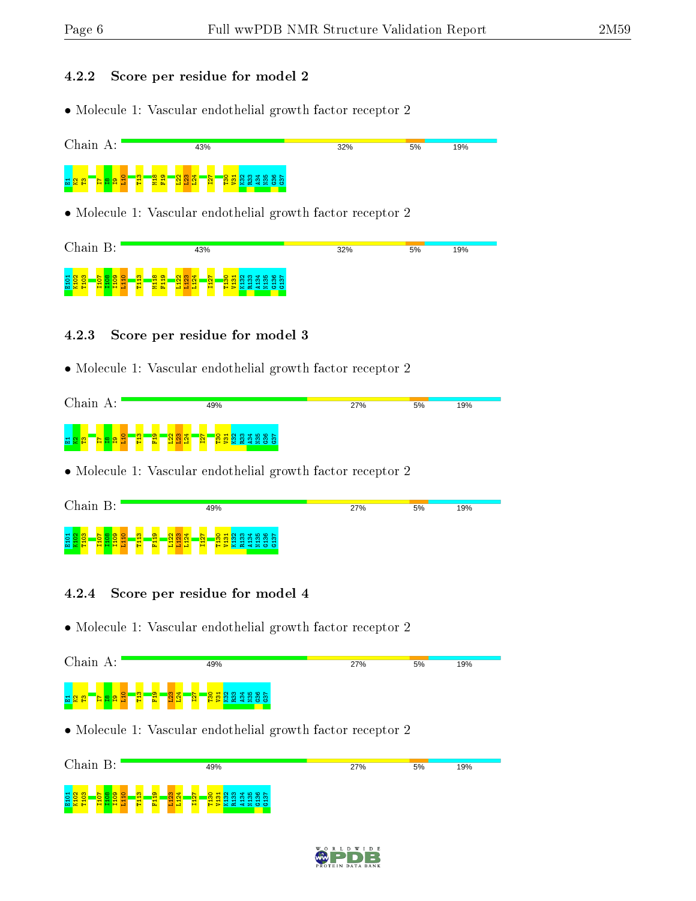### 4.2.2 Score per residue for model 2

- Molecule 1: Vascular endothelial growth factor receptor 2

Chain A: 43% | 32% | 5% | 19%

E1 K2 T3 I7 I8 I9 L10 T13 M18 F19 L22 L23 L24 I27 T30 V31 K32 R33 A34 N35 G36 G37

- Molecule 1: Vascular endothelial growth factor receptor 2

Chain B: 43% | 32% | 5% | 19%

E101 K102 T103 I107 I108 I109 L110 T113 M118 F119 L122 L123 L124 I127 T130 V131 K132 R133 A134 N135 G136 G137

### 4.2.3 Score per residue for model 3

- Molecule 1: Vascular endothelial growth factor receptor 2

Chain A: 49% | 27% | 5% | 19%

E1 K2 T3 I7 I8 I9 L10 T13 F19 L22 L23 L24 I27 T30 V31 K32 R33 A34 N35 G36 G37

- Molecule 1: Vascular endothelial growth factor receptor 2

Chain B: 49% | 27% | 5% | 19%

E101 K102 T103 I107 I108 I109 L110 T113 F119 L122 L123 L124 I127 T130 V131 K132 R133 A134 N135 G136 G137

### 4.2.4 Score per residue for model 4

- Molecule 1: Vascular endothelial growth factor receptor 2

Chain A: 49% | 27% | 5% | 19%

E1 K2 T3 I7 I8 I9 L10 T13 F19 L23 L24 I27 T30 V31 K32 R33 A34 N35 G36 G37

- Molecule 1: Vascular endothelial growth factor receptor 2

Chain B: 49% | 27% | 5% | 19%

E101 K102 T103 I107 I108 I109 L110 T113 F119 L123 L124 I127 T130 V131 K132 R133 A134 N135 G136 G137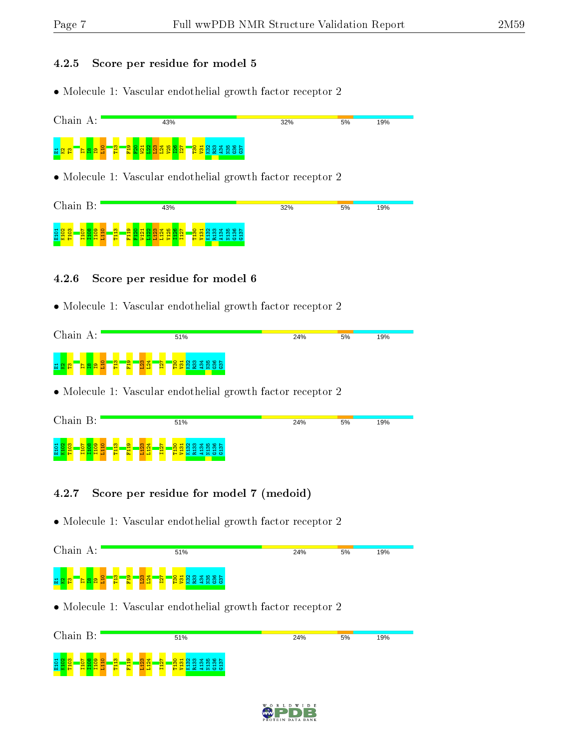### 4.2.5 Score per residue for model 5

- Molecule 1: Vascular endothelial growth factor receptor 2

Chain A: 43% 32% 5% 19%

E1 K2 T3 I7 I8 I9 L10 T13 F19 F20 W21 L22 L23 L24 V25 I26 I27 T30 V31 K32 R33 A34 N35 G36 G37

- Molecule 1: Vascular endothelial growth factor receptor 2

Chain B: 43% 32% 5% 19%

E101 K102 T103 I107 I108 I109 L110 T113 F119 F120 W121 L122 L123 L124 V125 I126 I127 T130 V131 K132 R133 A134 N135 G136 G137

### 4.2.6 Score per residue for model 6

- Molecule 1: Vascular endothelial growth factor receptor 2

Chain A: 51% 24% 5% 19%

E1 K2 T3 I7 I8 I9 L10 T13 F19 L23 L24 I27 T30 V31 K32 R33 A34 N35 G36 G37

- Molecule 1: Vascular endothelial growth factor receptor 2

Chain B: 51% 24% 5% 19%

E101 K102 T103 I107 I108 I109 L110 T113 F119 L123 L124 I127 T130 V131 K132 R133 A134 N135 G136 G137

### 4.2.7 Score per residue for model 7 (medoid)

- Molecule 1: Vascular endothelial growth factor receptor 2

Chain A: 51% 24% 5% 19%

E1 K2 T3 I7 I8 I9 L10 T13 F19 L23 L24 I27 T30 V31 K32 R33 A34 N35 G36 G37

- Molecule 1: Vascular endothelial growth factor receptor 2

Chain B: 51% 24% 5% 19%

E101 K102 T103 I107 I108 I109 L110 T113 F119 L123 L124 I127 T130 V131 K132 R133 A134 N135 G136 G137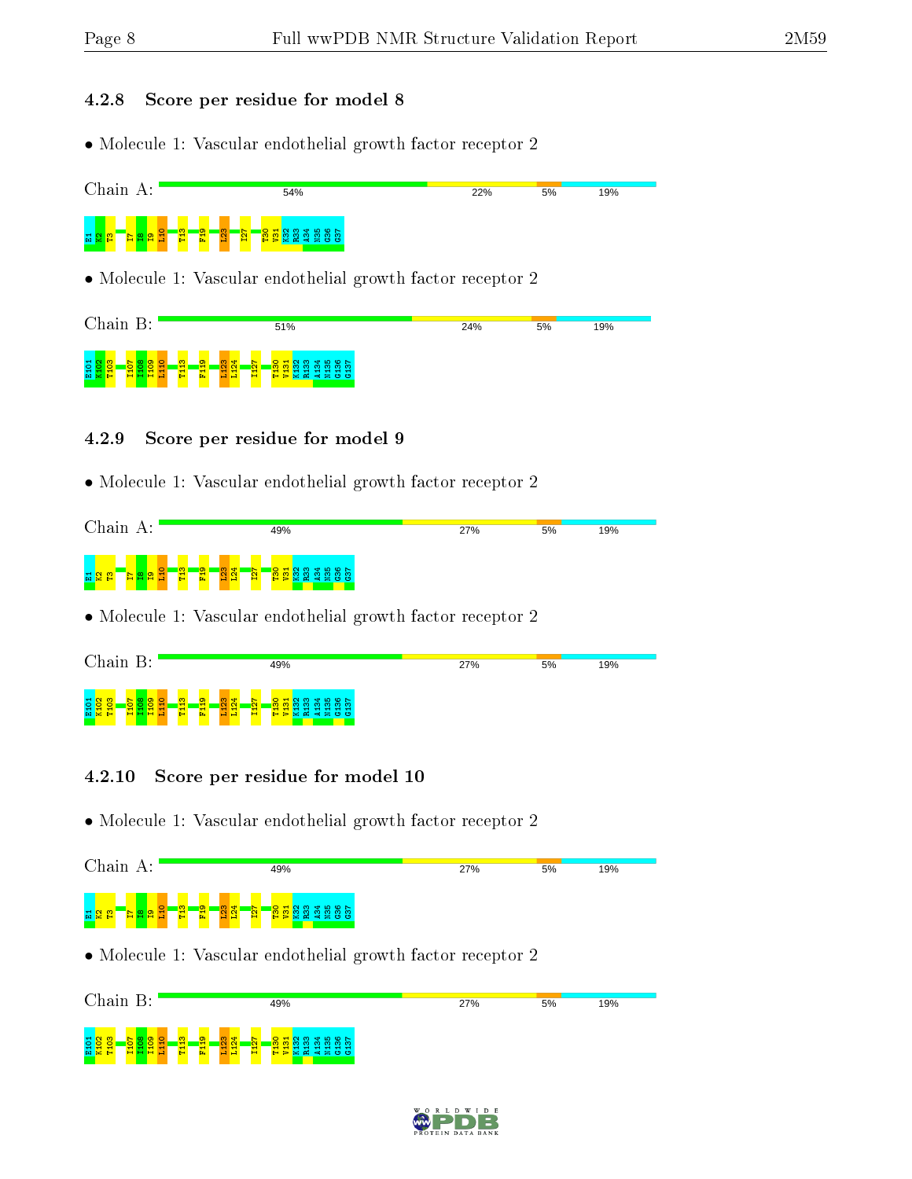### 4.2.8 Score per residue for model 8

- Molecule 1: Vascular endothelial growth factor receptor 2

Chain A: 54% 22% 5% 19%

E1 K2 T3 I7 I8 I9 L10 T13 F19 L23 I27 T30 V31 K32 R33 A34 N35 G36 G37

- Molecule 1: Vascular endothelial growth factor receptor 2

Chain B: 51% 24% 5% 19%

E101 K102 T103 I107 I108 I109 L110 T113 F119 L123 L124 I127 T130 V131 K132 R133 A134 N135 G136 G137

### 4.2.9 Score per residue for model 9

- Molecule 1: Vascular endothelial growth factor receptor 2

Chain A: 49% 27% 5% 19%

E1 K2 T3 I7 I8 I9 L10 T13 F19 L23 L24 I27 T30 V31 K32 R33 A34 N35 G36 G37

- Molecule 1: Vascular endothelial growth factor receptor 2

Chain B: 49% 27% 5% 19%

E101 K102 T103 I107 I108 I109 L110 T113 F119 L123 L124 I127 T130 V131 K132 R133 A134 N135 G136 G137

### 4.2.10 Score per residue for model 10

- Molecule 1: Vascular endothelial growth factor receptor 2

Chain A: 49% 27% 5% 19%

E1 K2 T3 I7 I8 I9 L10 T13 F19 L23 L24 I27 T30 V31 K32 R33 A34 N35 G36 G37

- Molecule 1: Vascular endothelial growth factor receptor 2

Chain B: 49% 27% 5% 19%

E101 K102 T103 I107 I108 I109 L110 T113 F119 L123 L124 I127 T130 V131 K132 R133 A134 N135 G136 G137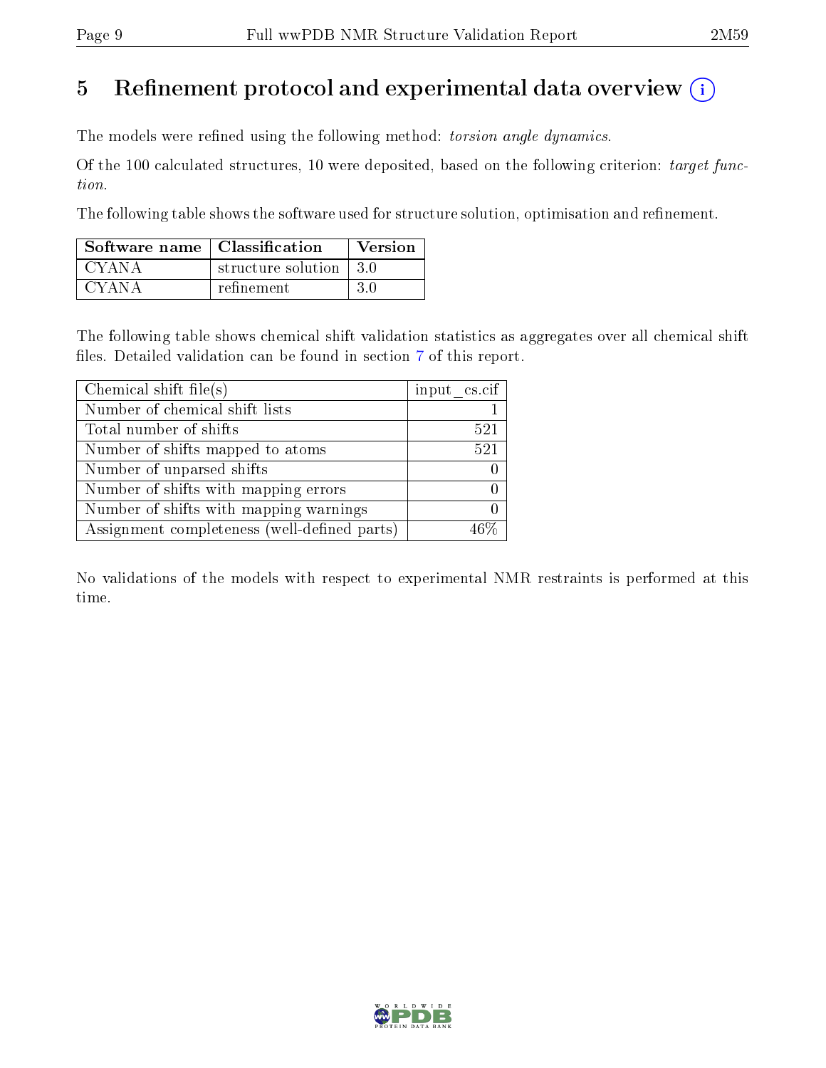# 5 Refinement protocol and experimental data overview

The models were refined using the following method: *torsion angle dynamics*.

Of the 100 calculated structures, 10 were deposited, based on the following criterion: *target function*.

The following table shows the software used for structure solution, optimisation and refinement.

| Software name | Classification | Version |
|---|---|---|
| CYANA | structure solution | 3.0 |
| CYANA | refinement | 3.0 |

The following table shows chemical shift validation statistics as aggregates over all chemical shift files. Detailed validation can be found in section 7 of this report.

| Chemical shift file(s) | input_cs.cif |
|---|---|
| Number of chemical shift lists | 1 |
| Total number of shifts | 521 |
| Number of shifts mapped to atoms | 521 |
| Number of unparsed shifts | 0 |
| Number of shifts with mapping errors | 0 |
| Number of shifts with mapping warnings | 0 |
| Assignment completeness (well-defined parts) | 46% |

No validations of the models with respect to experimental NMR restraints is performed at this time.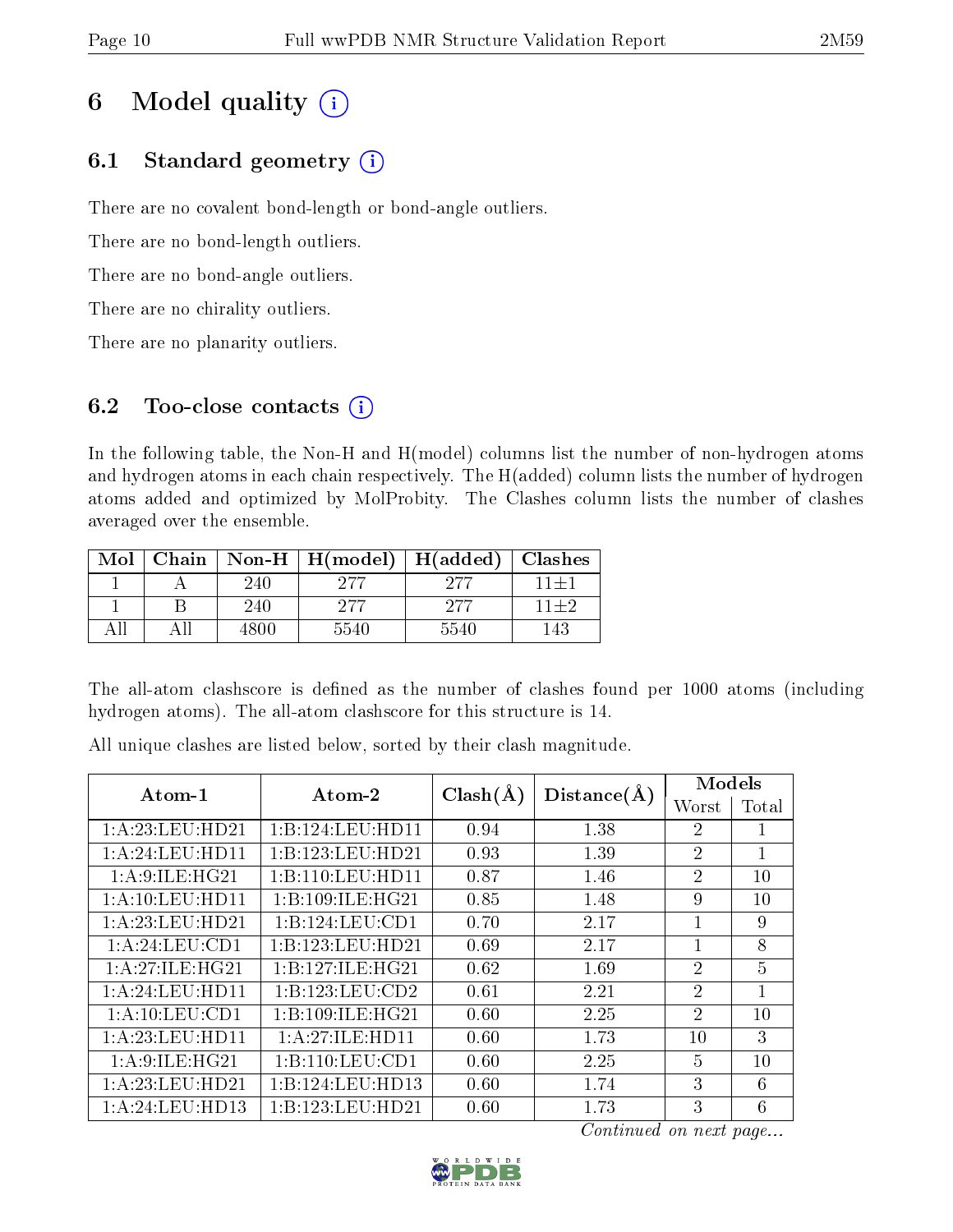# 6 Model quality (i)

## 6.1 Standard geometry (i)

There are no covalent bond-length or bond-angle outliers.

There are no bond-length outliers.

There are no bond-angle outliers.

There are no chirality outliers.

There are no planarity outliers.

## 6.2 Too-close contacts (i)

In the following table, the Non-H and H(model) columns list the number of non-hydrogen atoms and hydrogen atoms in each chain respectively. The H(added) column lists the number of hydrogen atoms added and optimized by MolProbity. The Clashes column lists the number of clashes averaged over the ensemble.

| Mol | Chain | Non-H | H(model) | H(added) | Clashes |
|---|---|---|---|---|---|
| 1 | A | 240 | 277 | 277 | 11±1 |
| 1 | B | 240 | 277 | 277 | 11±2 |
| All | All | 4800 | 5540 | 5540 | 143 |

The all-atom clashscore is defined as the number of clashes found per 1000 atoms (including hydrogen atoms). The all-atom clashscore for this structure is 14.

All unique clashes are listed below, sorted by their clash magnitude.

| Atom-1 | Atom-2 | Clash(Å) | Distance(Å) | Models | |
|---|---|---|---|---|---|
| | | | | Worst | Total |
| 1:A:23:LEU:HD21 | 1:B:124:LEU:HD11 | 0.94 | 1.38 | 2 | 1 |
| 1:A:24:LEU:HD11 | 1:B:123:LEU:HD21 | 0.93 | 1.39 | 2 | 1 |
| 1:A:9:ILE:HG21 | 1:B:110:LEU:HD11 | 0.87 | 1.46 | 2 | 10 |
| 1:A:10:LEU:HD11 | 1:B:109:ILE:HG21 | 0.85 | 1.48 | 9 | 10 |
| 1:A:23:LEU:HD21 | 1:B:124:LEU:CD1 | 0.70 | 2.17 | 1 | 9 |
| 1:A:24:LEU:CD1 | 1:B:123:LEU:HD21 | 0.69 | 2.17 | 1 | 8 |
| 1:A:27:ILE:HG21 | 1:B:127:ILE:HG21 | 0.62 | 1.69 | 2 | 5 |
| 1:A:24:LEU:HD11 | 1:B:123:LEU:CD2 | 0.61 | 2.21 | 2 | 1 |
| 1:A:10:LEU:CD1 | 1:B:109:ILE:HG21 | 0.60 | 2.25 | 2 | 10 |
| 1:A:23:LEU:HD11 | 1:A:27:ILE:HD11 | 0.60 | 1.73 | 10 | 3 |
| 1:A:9:ILE:HG21 | 1:B:110:LEU:CD1 | 0.60 | 2.25 | 5 | 10 |
| 1:A:23:LEU:HD21 | 1:B:124:LEU:HD13 | 0.60 | 1.74 | 3 | 6 |
| 1:A:24:LEU:HD13 | 1:B:123:LEU:HD21 | 0.60 | 1.73 | 3 | 6 |

*Continued on next page...*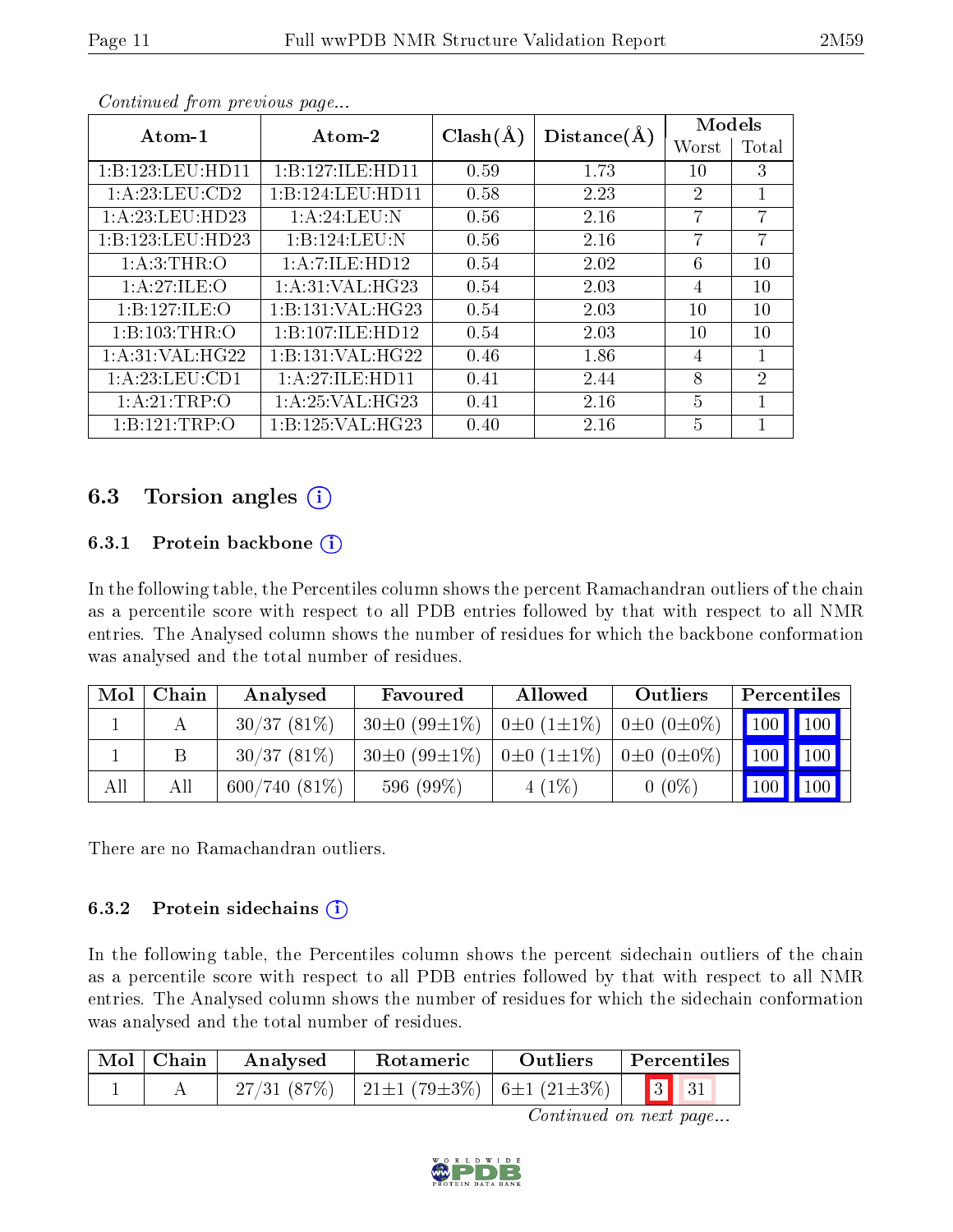*Continued from previous page...*

| Atom-1 | Atom-2 | Clash(Å) | Distance(Å) | Models | |
|---|---|---|---|---|---|
| | | | | Worst | Total |
| 1:B:123:LEU:HD11 | 1:B:127:ILE:HD11 | 0.59 | 1.73 | 10 | 3 |
| 1:A:23:LEU:CD2 | 1:B:124:LEU:HD11 | 0.58 | 2.23 | 2 | 1 |
| 1:A:23:LEU:HD23 | 1:A:24:LEU:N | 0.56 | 2.16 | 7 | 7 |
| 1:B:123:LEU:HD23 | 1:B:124:LEU:N | 0.56 | 2.16 | 7 | 7 |
| 1:A:3:THR:O | 1:A:7:ILE:HD12 | 0.54 | 2.02 | 6 | 10 |
| 1:A:27:ILE:O | 1:A:31:VAL:HG23 | 0.54 | 2.03 | 4 | 10 |
| 1:B:127:ILE:O | 1:B:131:VAL:HG23 | 0.54 | 2.03 | 10 | 10 |
| 1:B:103:THR:O | 1:B:107:ILE:HD12 | 0.54 | 2.03 | 10 | 10 |
| 1:A:31:VAL:HG22 | 1:B:131:VAL:HG22 | 0.46 | 1.86 | 4 | 1 |
| 1:A:23:LEU:CD1 | 1:A:27:ILE:HD11 | 0.41 | 2.44 | 8 | 2 |
| 1:A:21:TRP:O | 1:A:25:VAL:HG23 | 0.41 | 2.16 | 5 | 1 |
| 1:B:121:TRP:O | 1:B:125:VAL:HG23 | 0.40 | 2.16 | 5 | 1 |

## 6.3 Torsion angles

### 6.3.1 Protein backbone

In the following table, the Percentiles column shows the percent Ramachandran outliers of the chain as a percentile score with respect to all PDB entries followed by that with respect to all NMR entries. The Analysed column shows the number of residues for which the backbone conformation was analysed and the total number of residues.

| Mol | Chain | Analysed | Favoured | Allowed | Outliers | Percentiles | |
|---|---|---|---|---|---|---|---|
| 1 | A | 30/37 (81%) | 30±0 (99±1%) | 0±0 (1±1%) | 0±0 (0±0%) | 100 | 100 |
| 1 | B | 30/37 (81%) | 30±0 (99±1%) | 0±0 (1±1%) | 0±0 (0±0%) | 100 | 100 |
| All | All | 600/740 (81%) | 596 (99%) | 4 (1%) | 0 (0%) | 100 | 100 |

There are no Ramachandran outliers.

### 6.3.2 Protein sidechains

In the following table, the Percentiles column shows the percent sidechain outliers of the chain as a percentile score with respect to all PDB entries followed by that with respect to all NMR entries. The Analysed column shows the number of residues for which the sidechain conformation was analysed and the total number of residues.

| Mol | Chain | Analysed | Rotameric | Outliers | Percentiles | |
|---|---|---|---|---|---|---|
| 1 | A | 27/31 (87%) | 21±1 (79±3%) | 6±1 (21±3%) | 3 | 31 |

*Continued on next page...*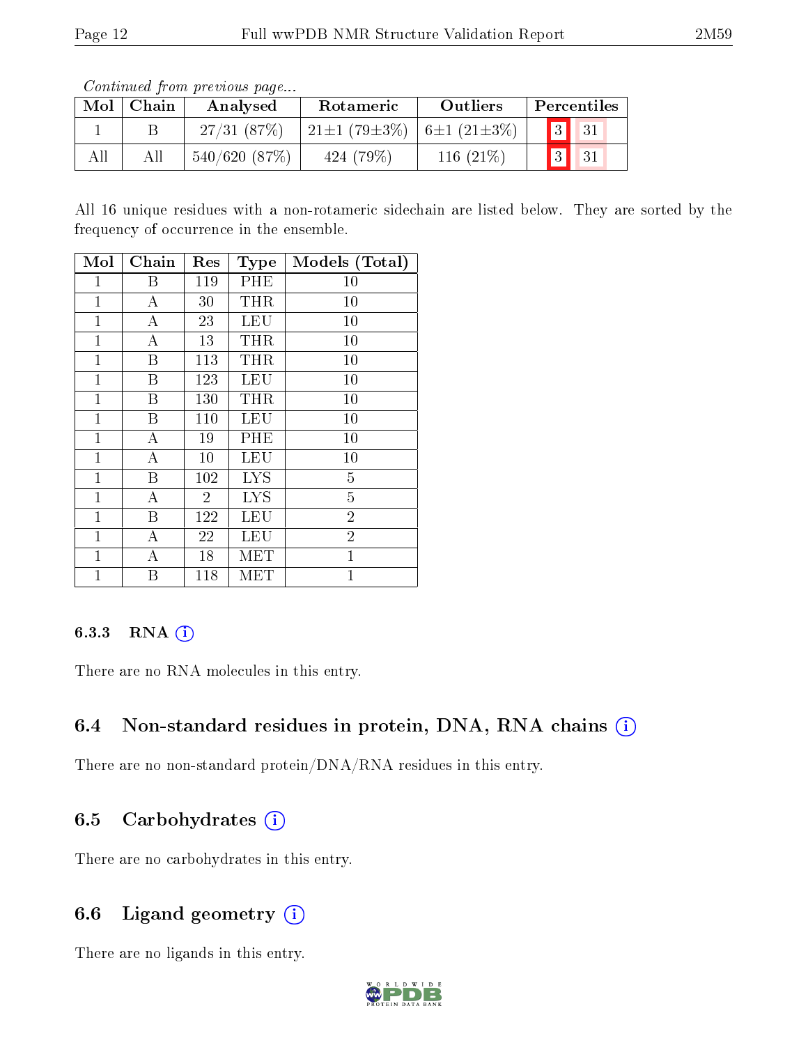*Continued from previous page...*

| Mol | Chain | Analysed | Rotameric | Outliers | Percentiles | |
|---|---|---|---|---|---|---|
| 1 | B | 27/31 (87%) | 21±1 (79±3%) | 6±1 (21±3%) | 3 | 31 |
| All | All | 540/620 (87%) | 424 (79%) | 116 (21%) | 3 | 31 |

All 16 unique residues with a non-rotameric sidechain are listed below. They are sorted by the frequency of occurrence in the ensemble.

| Mol | Chain | Res | Type | Models (Total) |
|---|---|---|---|---|
| 1 | B | 119 | PHE | 10 |
| 1 | A | 30 | THR | 10 |
| 1 | A | 23 | LEU | 10 |
| 1 | A | 13 | THR | 10 |
| 1 | B | 113 | THR | 10 |
| 1 | B | 123 | LEU | 10 |
| 1 | B | 130 | THR | 10 |
| 1 | B | 110 | LEU | 10 |
| 1 | A | 19 | PHE | 10 |
| 1 | A | 10 | LEU | 10 |
| 1 | B | 102 | LYS | 5 |
| 1 | A | 2 | LYS | 5 |
| 1 | B | 122 | LEU | 2 |
| 1 | A | 22 | LEU | 2 |
| 1 | A | 18 | MET | 1 |
| 1 | B | 118 | MET | 1 |

### 6.3.3 RNA

There are no RNA molecules in this entry.

## 6.4 Non-standard residues in protein, DNA, RNA chains

There are no non-standard protein/DNA/RNA residues in this entry.

## 6.5 Carbohydrates

There are no carbohydrates in this entry.

## 6.6 Ligand geometry

There are no ligands in this entry.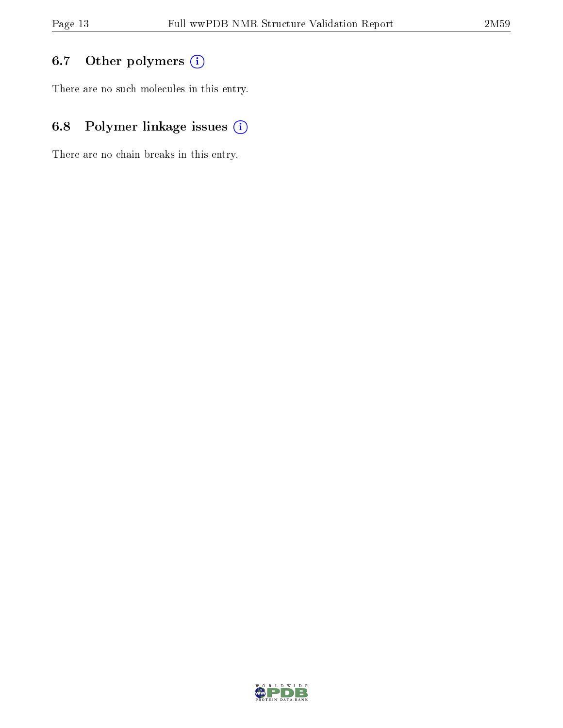## 6.7 Other polymers

There are no such molecules in this entry.

## 6.8 Polymer linkage issues

There are no chain breaks in this entry.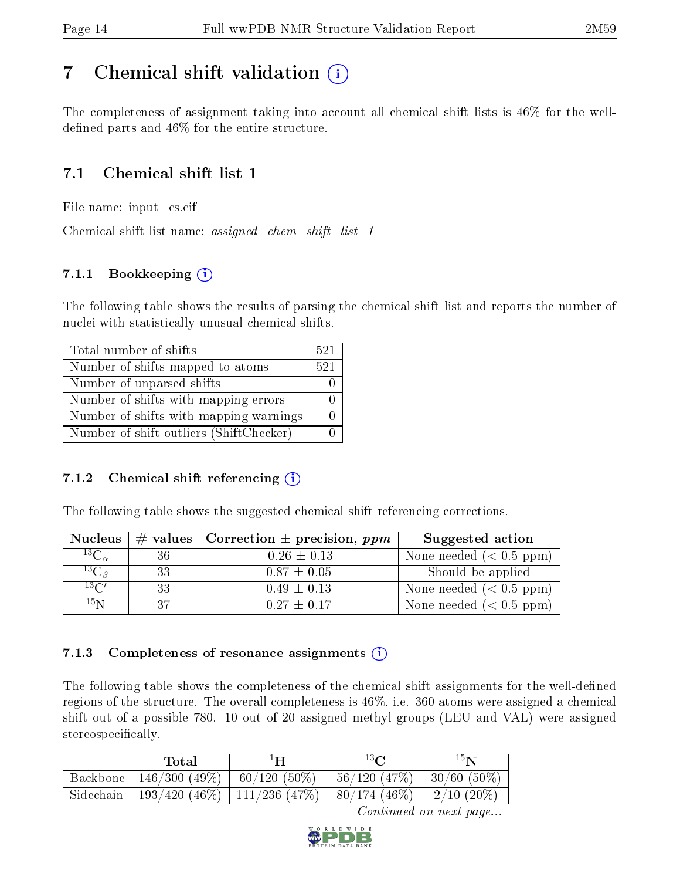# 7 Chemical shift validation (i)

The completeness of assignment taking into account all chemical shift lists is 46% for the well-defined parts and 46% for the entire structure.

## 7.1 Chemical shift list 1

File name: input_cs.cif

Chemical shift list name: *assigned_chem_shift_list_1*

### 7.1.1 Bookkeeping (i)

The following table shows the results of parsing the chemical shift list and reports the number of nuclei with statistically unusual chemical shifts.

| | |
|---|---|
| Total number of shifts | 521 |
| Number of shifts mapped to atoms | 521 |
| Number of unparsed shifts | 0 |
| Number of shifts with mapping errors | 0 |
| Number of shifts with mapping warnings | 0 |
| Number of shift outliers (ShiftChecker) | 0 |

### 7.1.2 Chemical shift referencing (i)

The following table shows the suggested chemical shift referencing corrections.

| Nucleus | # values | Correction ± precision, *ppm* | Suggested action |
|---|---|---|---|
| $^{13}C_{\alpha}$ | 36 | -0.26 ± 0.13 | None needed (< 0.5 ppm) |
| $^{13}C_{\beta}$ | 33 | 0.87 ± 0.05 | Should be applied |
| $^{13}C'$ | 33 | 0.49 ± 0.13 | None needed (< 0.5 ppm) |
| $^{15}N$ | 37 | 0.27 ± 0.17 | None needed (< 0.5 ppm) |

### 7.1.3 Completeness of resonance assignments (i)

The following table shows the completeness of the chemical shift assignments for the well-defined regions of the structure. The overall completeness is 46%, i.e. 360 atoms were assigned a chemical shift out of a possible 780. 10 out of 20 assigned methyl groups (LEU and VAL) were assigned stereospecifically.

| | Total | $^{1}H$ | $^{13}C$ | $^{15}N$ |
|---|---|---|---|---|
| Backbone | 146/300 (49%) | 60/120 (50%) | 56/120 (47%) | 30/60 (50%) |
| Sidechain | 193/420 (46%) | 111/236 (47%) | 80/174 (46%) | 2/10 (20%) |

*Continued on next page...*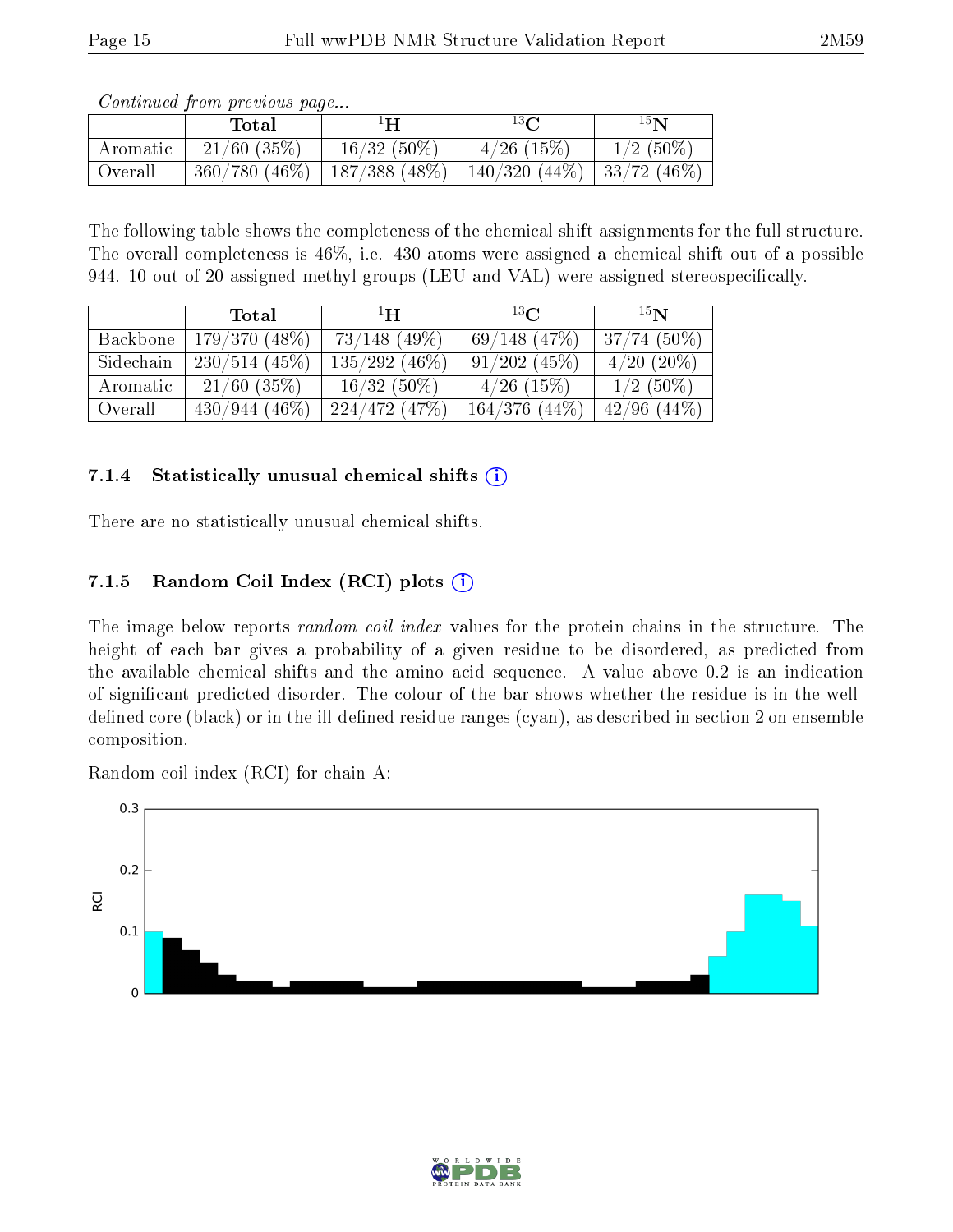*Continued from previous page...*

| | Total | $^{1}H$ | $^{13}C$ | $^{15}N$ |
|---|---|---|---|---|
| Aromatic | 21/60 (35%) | 16/32 (50%) | 4/26 (15%) | 1/2 (50%) |
| Overall | 360/780 (46%) | 187/388 (48%) | 140/320 (44%) | 33/72 (46%) |

The following table shows the completeness of the chemical shift assignments for the full structure. The overall completeness is 46%, i.e. 430 atoms were assigned a chemical shift out of a possible 944. 10 out of 20 assigned methyl groups (LEU and VAL) were assigned stereospecifically.

| | Total | $^{1}H$ | $^{13}C$ | $^{15}N$ |
|---|---|---|---|---|
| Backbone | 179/370 (48%) | 73/148 (49%) | 69/148 (47%) | 37/74 (50%) |
| Sidechain | 230/514 (45%) | 135/292 (46%) | 91/202 (45%) | 4/20 (20%) |
| Aromatic | 21/60 (35%) | 16/32 (50%) | 4/26 (15%) | 1/2 (50%) |
| Overall | 430/944 (46%) | 224/472 (47%) | 164/376 (44%) | 42/96 (44%) |

### 7.1.4 Statistically unusual chemical shifts (i)

There are no statistically unusual chemical shifts.

### 7.1.5 Random Coil Index (RCI) plots (i)

The image below reports *random coil index* values for the protein chains in the structure. The height of each bar gives a probability of a given residue to be disordered, as predicted from the available chemical shifts and the amino acid sequence. A value above 0.2 is an indication of significant predicted disorder. The colour of the bar shows whether the residue is in the well-defined core (black) or in the ill-defined residue ranges (cyan), as described in section 2 on ensemble composition.

Random coil index (RCI) for chain A:

RCI
0.3
0.2
0.1
0